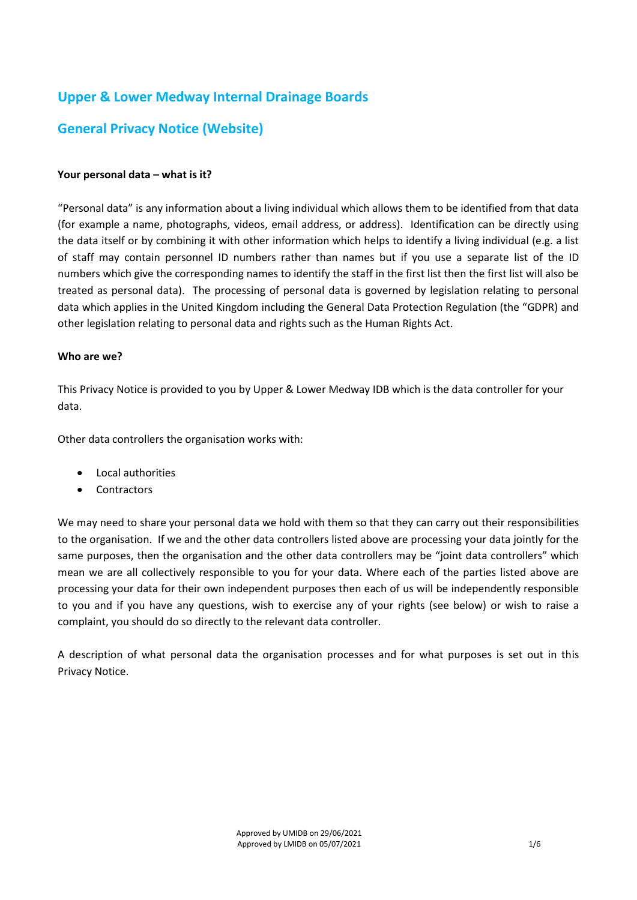# Upper & Lower Medway Internal Drainage Boards

## General Privacy Notice (Website)

**Your personal data – what is it?**

"Personal data" is any information about a living individual which allows them to be identified from that data (for example a name, photographs, videos, email address, or address). Identification can be directly using the data itself or by combining it with other information which helps to identify a living individual (e.g. a list of staff may contain personnel ID numbers rather than names but if you use a separate list of the ID numbers which give the corresponding names to identify the staff in the first list then the first list will also be treated as personal data). The processing of personal data is governed by legislation relating to personal data which applies in the United Kingdom including the General Data Protection Regulation (the "GDPR) and other legislation relating to personal data and rights such as the Human Rights Act.

**Who are we?**

This Privacy Notice is provided to you by Upper & Lower Medway IDB which is the data controller for your data.

Other data controllers the organisation works with:

- Local authorities
- Contractors

We may need to share your personal data we hold with them so that they can carry out their responsibilities to the organisation. If we and the other data controllers listed above are processing your data jointly for the same purposes, then the organisation and the other data controllers may be "joint data controllers" which mean we are all collectively responsible to you for your data. Where each of the parties listed above are processing your data for their own independent purposes then each of us will be independently responsible to you and if you have any questions, wish to exercise any of your rights (see below) or wish to raise a complaint, you should do so directly to the relevant data controller.

A description of what personal data the organisation processes and for what purposes is set out in this Privacy Notice.

Approved by UMIDB on 29/06/2021
Approved by LMIDB on 05/07/2021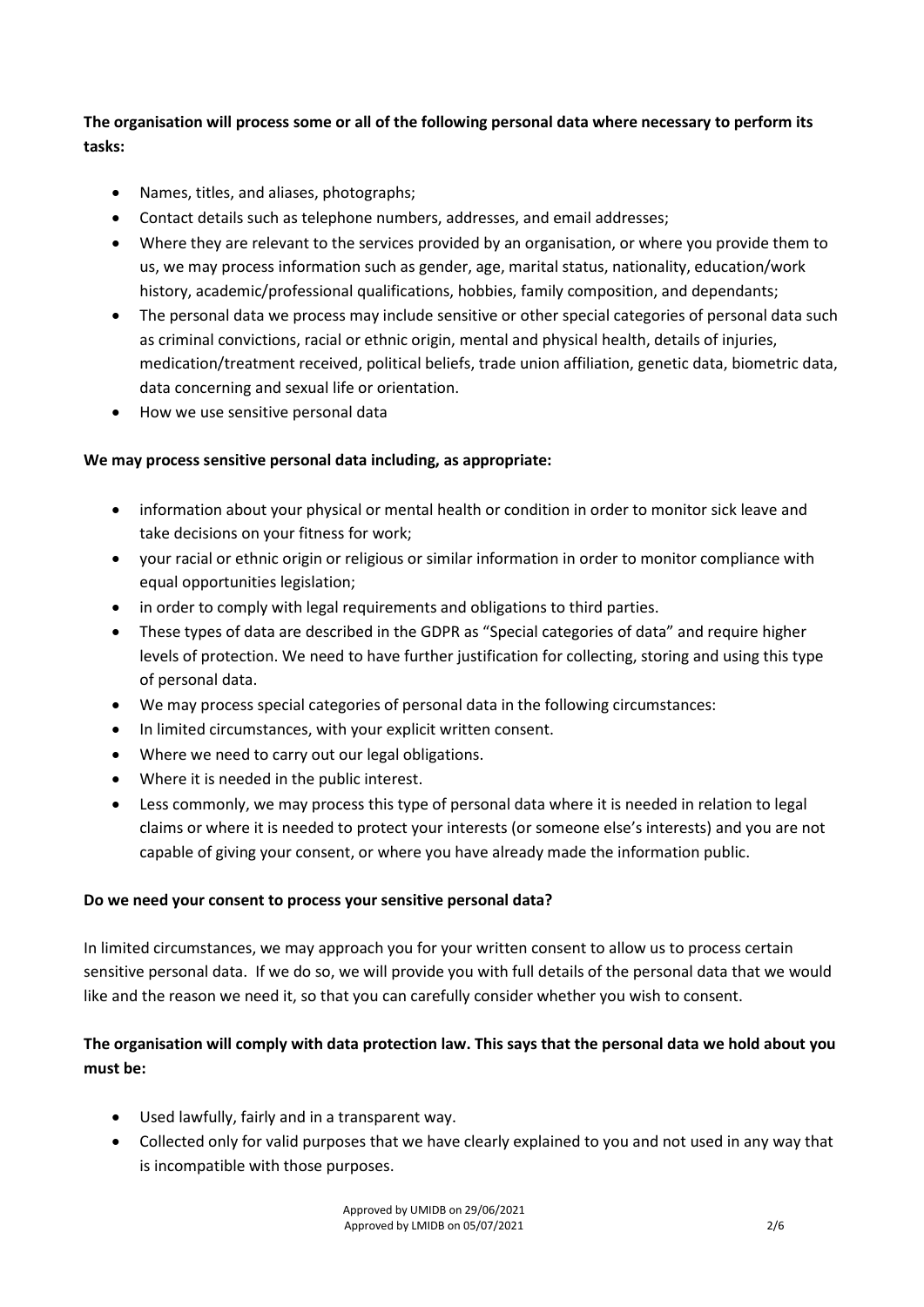**The organisation will process some or all of the following personal data where necessary to perform its tasks:**

- Names, titles, and aliases, photographs;
- Contact details such as telephone numbers, addresses, and email addresses;
- Where they are relevant to the services provided by an organisation, or where you provide them to us, we may process information such as gender, age, marital status, nationality, education/work history, academic/professional qualifications, hobbies, family composition, and dependants;
- The personal data we process may include sensitive or other special categories of personal data such as criminal convictions, racial or ethnic origin, mental and physical health, details of injuries, medication/treatment received, political beliefs, trade union affiliation, genetic data, biometric data, data concerning and sexual life or orientation.
- How we use sensitive personal data

**We may process sensitive personal data including, as appropriate:**

- information about your physical or mental health or condition in order to monitor sick leave and take decisions on your fitness for work;
- your racial or ethnic origin or religious or similar information in order to monitor compliance with equal opportunities legislation;
- in order to comply with legal requirements and obligations to third parties.
- These types of data are described in the GDPR as "Special categories of data" and require higher levels of protection. We need to have further justification for collecting, storing and using this type of personal data.
- We may process special categories of personal data in the following circumstances:
- In limited circumstances, with your explicit written consent.
- Where we need to carry out our legal obligations.
- Where it is needed in the public interest.
- Less commonly, we may process this type of personal data where it is needed in relation to legal claims or where it is needed to protect your interests (or someone else's interests) and you are not capable of giving your consent, or where you have already made the information public.

**Do we need your consent to process your sensitive personal data?**

In limited circumstances, we may approach you for your written consent to allow us to process certain sensitive personal data. If we do so, we will provide you with full details of the personal data that we would like and the reason we need it, so that you can carefully consider whether you wish to consent.

**The organisation will comply with data protection law. This says that the personal data we hold about you must be:**

- Used lawfully, fairly and in a transparent way.
- Collected only for valid purposes that we have clearly explained to you and not used in any way that is incompatible with those purposes.

Approved by UMIDB on 29/06/2021
Approved by LMIDB on 05/07/2021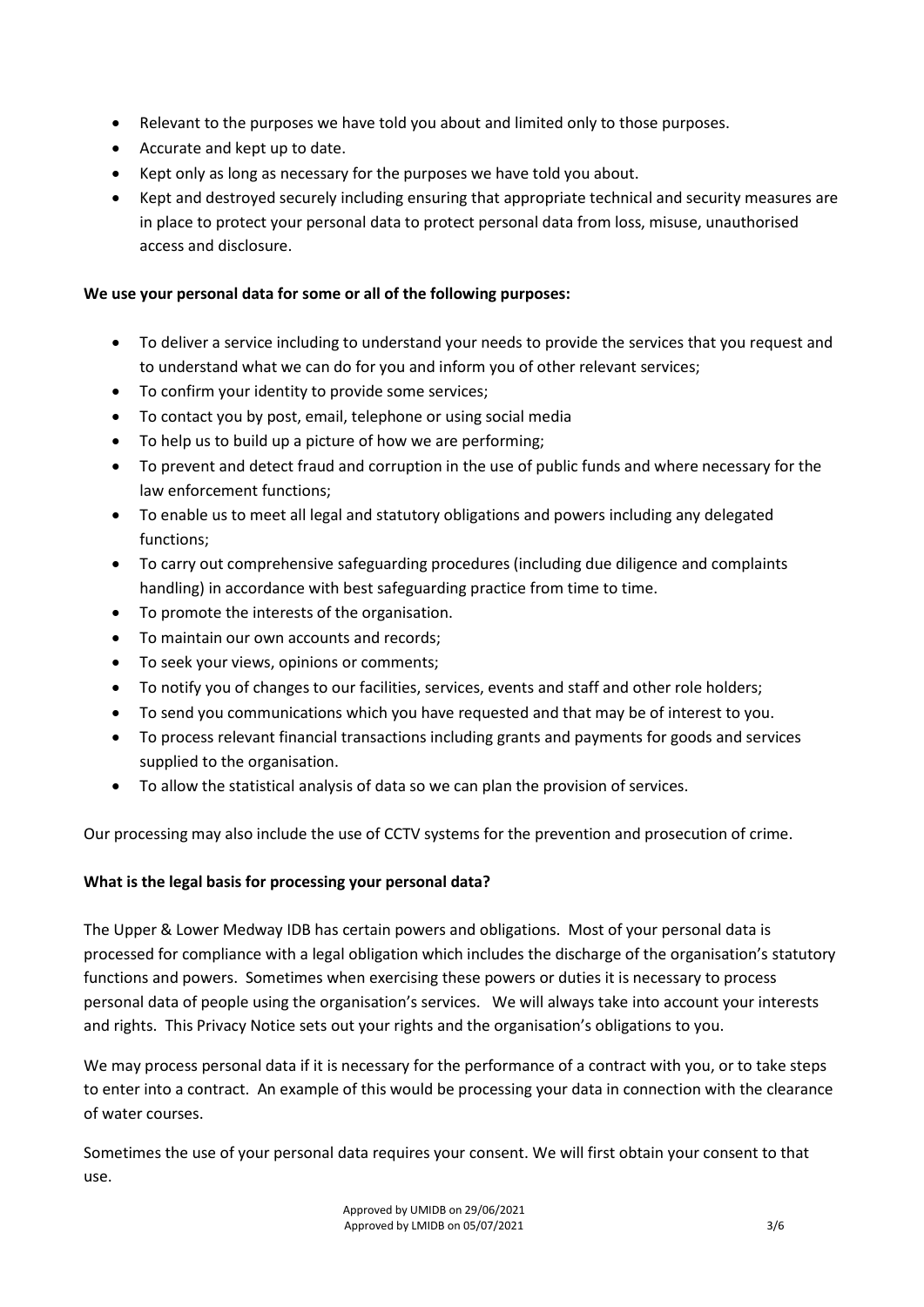- Relevant to the purposes we have told you about and limited only to those purposes.
- Accurate and kept up to date.
- Kept only as long as necessary for the purposes we have told you about.
- Kept and destroyed securely including ensuring that appropriate technical and security measures are in place to protect your personal data to protect personal data from loss, misuse, unauthorised access and disclosure.

**We use your personal data for some or all of the following purposes:**

- To deliver a service including to understand your needs to provide the services that you request and to understand what we can do for you and inform you of other relevant services;
- To confirm your identity to provide some services;
- To contact you by post, email, telephone or using social media
- To help us to build up a picture of how we are performing;
- To prevent and detect fraud and corruption in the use of public funds and where necessary for the law enforcement functions;
- To enable us to meet all legal and statutory obligations and powers including any delegated functions;
- To carry out comprehensive safeguarding procedures (including due diligence and complaints handling) in accordance with best safeguarding practice from time to time.
- To promote the interests of the organisation.
- To maintain our own accounts and records;
- To seek your views, opinions or comments;
- To notify you of changes to our facilities, services, events and staff and other role holders;
- To send you communications which you have requested and that may be of interest to you.
- To process relevant financial transactions including grants and payments for goods and services supplied to the organisation.
- To allow the statistical analysis of data so we can plan the provision of services.

Our processing may also include the use of CCTV systems for the prevention and prosecution of crime.

**What is the legal basis for processing your personal data?**

The Upper & Lower Medway IDB has certain powers and obligations. Most of your personal data is processed for compliance with a legal obligation which includes the discharge of the organisation's statutory functions and powers. Sometimes when exercising these powers or duties it is necessary to process personal data of people using the organisation's services. We will always take into account your interests and rights. This Privacy Notice sets out your rights and the organisation's obligations to you.

We may process personal data if it is necessary for the performance of a contract with you, or to take steps to enter into a contract. An example of this would be processing your data in connection with the clearance of water courses.

Sometimes the use of your personal data requires your consent. We will first obtain your consent to that use.

Approved by UMIDB on 29/06/2021
Approved by LMIDB on 05/07/2021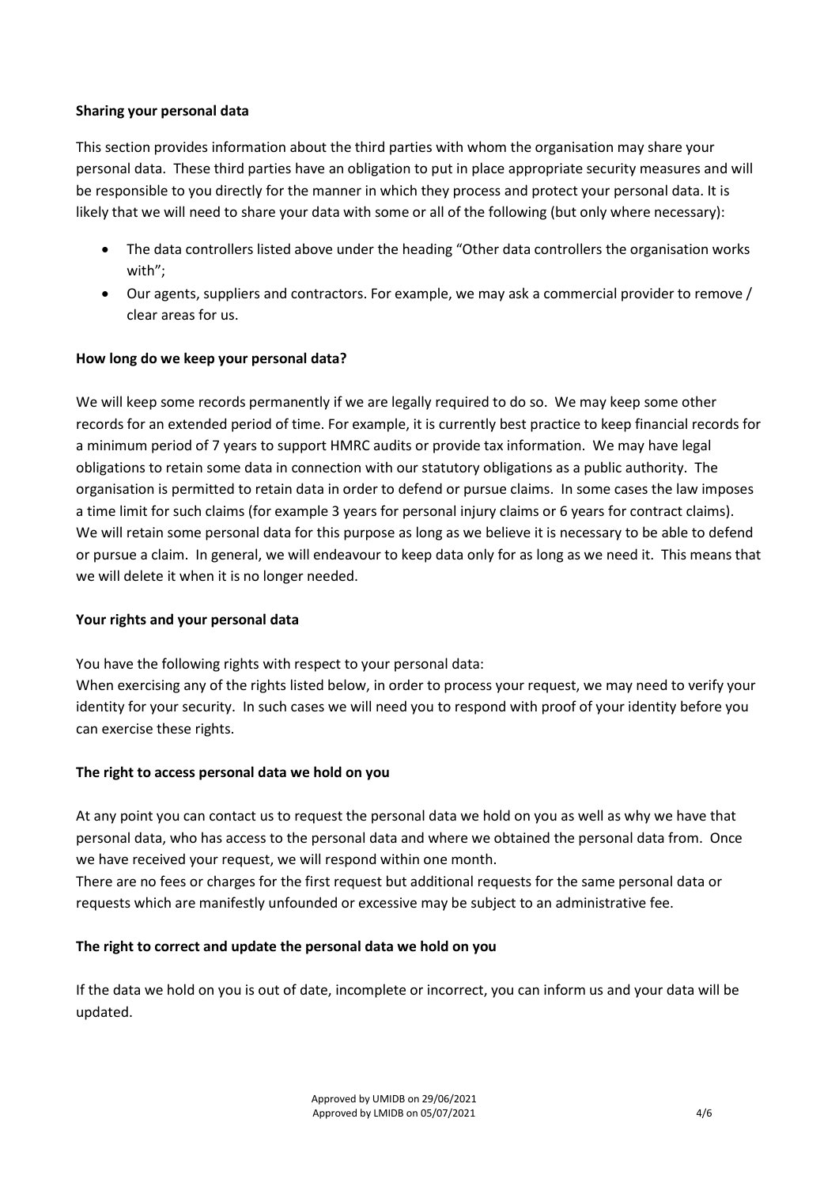**Sharing your personal data**

This section provides information about the third parties with whom the organisation may share your personal data. These third parties have an obligation to put in place appropriate security measures and will be responsible to you directly for the manner in which they process and protect your personal data. It is likely that we will need to share your data with some or all of the following (but only where necessary):

- The data controllers listed above under the heading "Other data controllers the organisation works with";
- Our agents, suppliers and contractors. For example, we may ask a commercial provider to remove / clear areas for us.

**How long do we keep your personal data?**

We will keep some records permanently if we are legally required to do so. We may keep some other records for an extended period of time. For example, it is currently best practice to keep financial records for a minimum period of 7 years to support HMRC audits or provide tax information. We may have legal obligations to retain some data in connection with our statutory obligations as a public authority. The organisation is permitted to retain data in order to defend or pursue claims. In some cases the law imposes a time limit for such claims (for example 3 years for personal injury claims or 6 years for contract claims). We will retain some personal data for this purpose as long as we believe it is necessary to be able to defend or pursue a claim. In general, we will endeavour to keep data only for as long as we need it. This means that we will delete it when it is no longer needed.

**Your rights and your personal data**

You have the following rights with respect to your personal data:
When exercising any of the rights listed below, in order to process your request, we may need to verify your identity for your security. In such cases we will need you to respond with proof of your identity before you can exercise these rights.

**The right to access personal data we hold on you**

At any point you can contact us to request the personal data we hold on you as well as why we have that personal data, who has access to the personal data and where we obtained the personal data from. Once we have received your request, we will respond within one month.
There are no fees or charges for the first request but additional requests for the same personal data or requests which are manifestly unfounded or excessive may be subject to an administrative fee.

**The right to correct and update the personal data we hold on you**

If the data we hold on you is out of date, incomplete or incorrect, you can inform us and your data will be updated.

Approved by UMIDB on 29/06/2021
Approved by LMIDB on 05/07/2021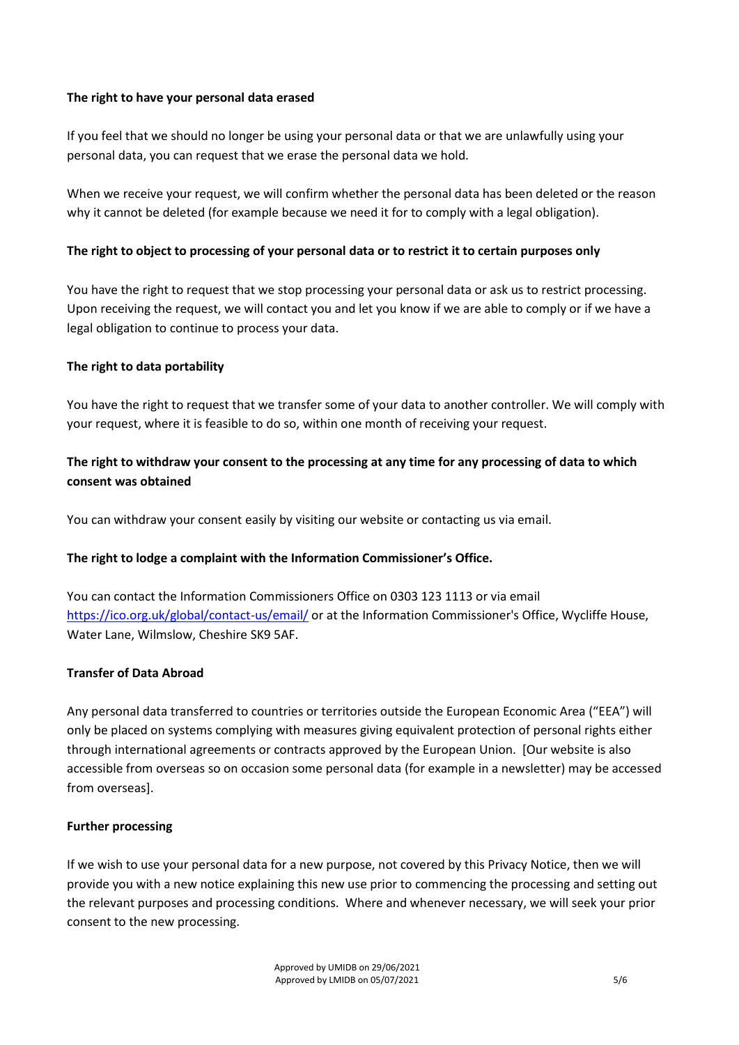**The right to have your personal data erased**

If you feel that we should no longer be using your personal data or that we are unlawfully using your personal data, you can request that we erase the personal data we hold.

When we receive your request, we will confirm whether the personal data has been deleted or the reason why it cannot be deleted (for example because we need it for to comply with a legal obligation).

**The right to object to processing of your personal data or to restrict it to certain purposes only**

You have the right to request that we stop processing your personal data or ask us to restrict processing. Upon receiving the request, we will contact you and let you know if we are able to comply or if we have a legal obligation to continue to process your data.

**The right to data portability**

You have the right to request that we transfer some of your data to another controller. We will comply with your request, where it is feasible to do so, within one month of receiving your request.

**The right to withdraw your consent to the processing at any time for any processing of data to which consent was obtained**

You can withdraw your consent easily by visiting our website or contacting us via email.

**The right to lodge a complaint with the Information Commissioner's Office.**

You can contact the Information Commissioners Office on 0303 123 1113 or via email https://ico.org.uk/global/contact-us/email/ or at the Information Commissioner's Office, Wycliffe House, Water Lane, Wilmslow, Cheshire SK9 5AF.

**Transfer of Data Abroad**

Any personal data transferred to countries or territories outside the European Economic Area ("EEA") will only be placed on systems complying with measures giving equivalent protection of personal rights either through international agreements or contracts approved by the European Union. [Our website is also accessible from overseas so on occasion some personal data (for example in a newsletter) may be accessed from overseas].

**Further processing**

If we wish to use your personal data for a new purpose, not covered by this Privacy Notice, then we will provide you with a new notice explaining this new use prior to commencing the processing and setting out the relevant purposes and processing conditions. Where and whenever necessary, we will seek your prior consent to the new processing.

Approved by UMIDB on 29/06/2021
Approved by LMIDB on 05/07/2021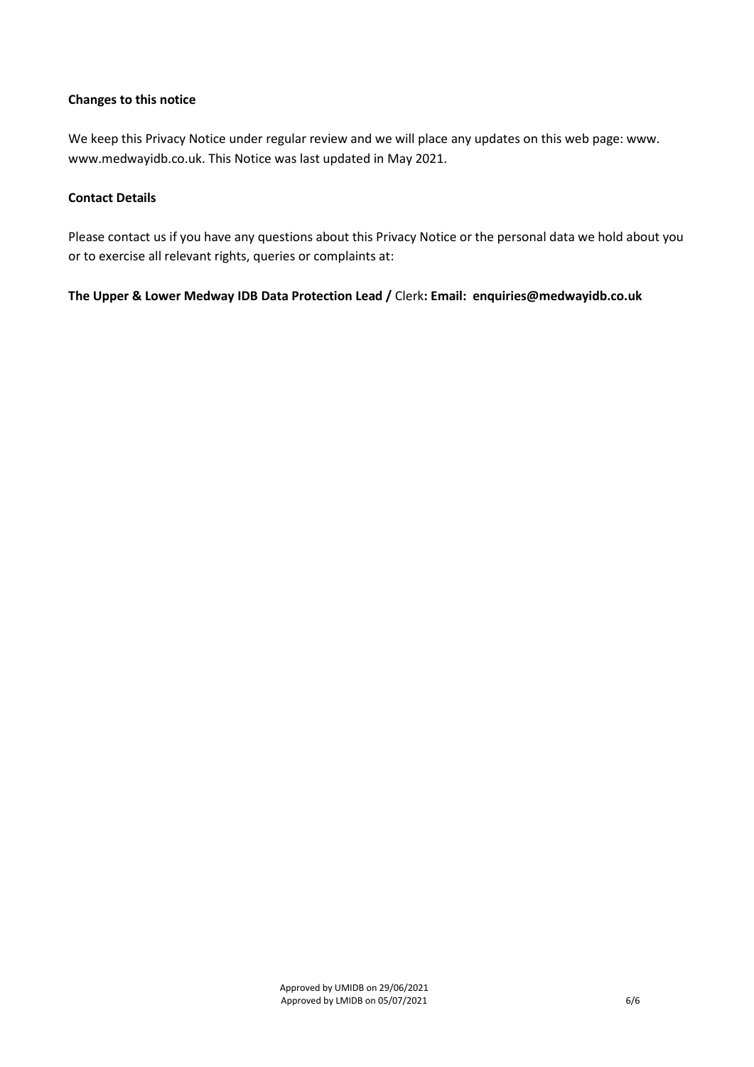**Changes to this notice**

We keep this Privacy Notice under regular review and we will place any updates on this web page: www. www.medwayidb.co.uk. This Notice was last updated in May 2021.

**Contact Details**

Please contact us if you have any questions about this Privacy Notice or the personal data we hold about you or to exercise all relevant rights, queries or complaints at:

**The Upper & Lower Medway IDB Data Protection Lead /** Clerk**: Email: enquiries@medwayidb.co.uk**

Approved by UMIDB on 29/06/2021
Approved by LMIDB on 05/07/2021